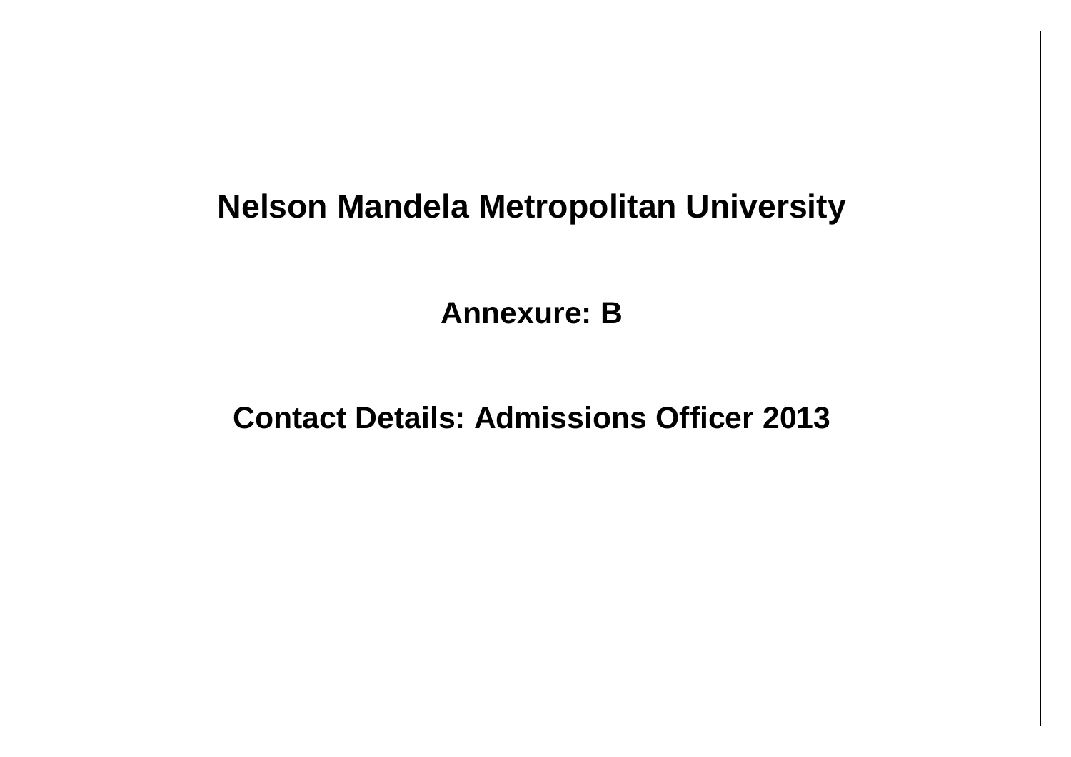# Nelson Mandela Metropolitan University

## Annexure: B

## Contact Details: Admissions Officer 2013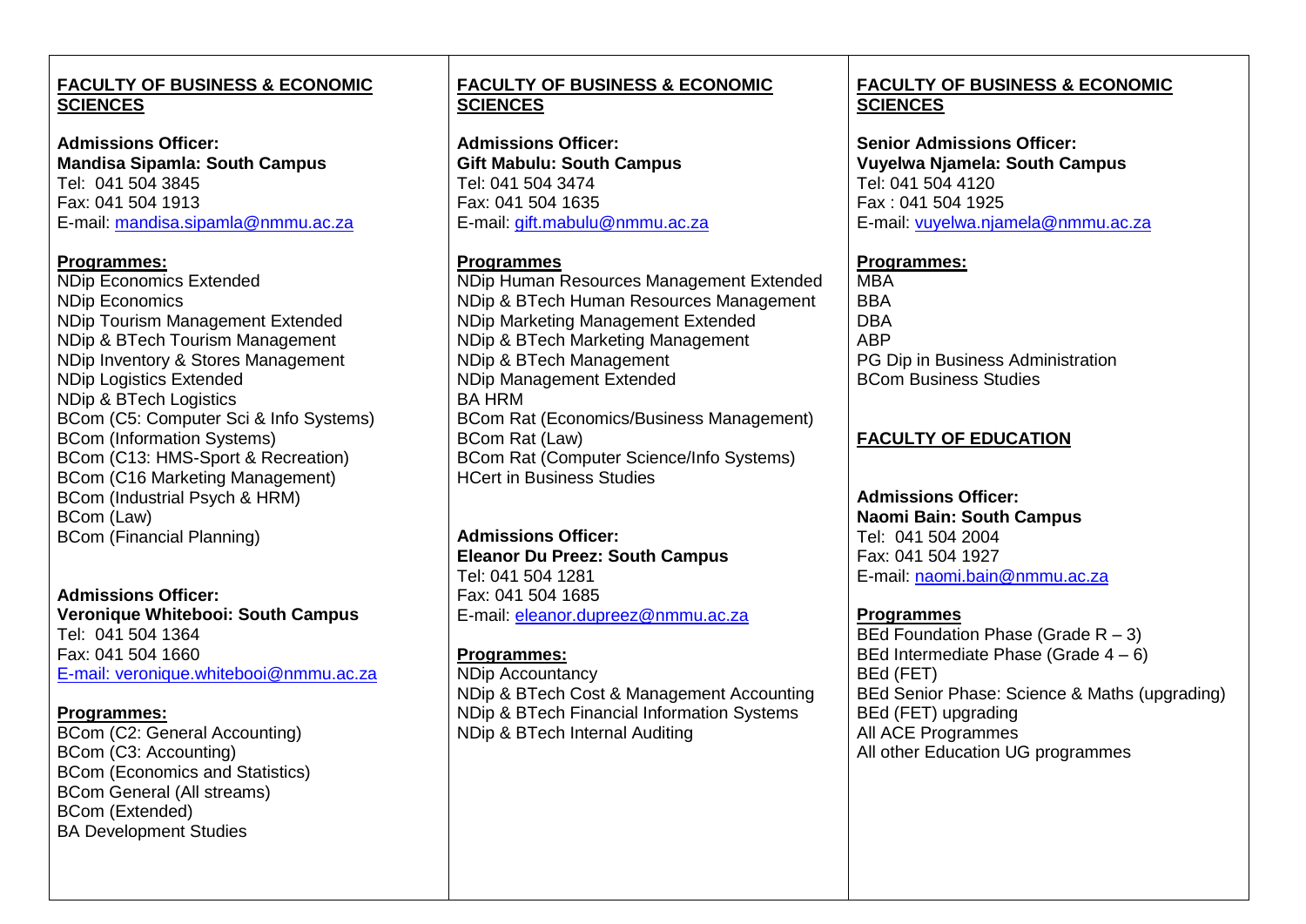## FACULTY OF BUSINESS & ECONOMIC SCIENCES

**Admissions Officer:**
**Mandisa Sipamla: South Campus**
Tel: 041 504 3845
Fax: 041 504 1913
E-mail: mandisa.sipamla@nmmu.ac.za

**Programmes:**

NDip Economics Extended
NDip Economics
NDip Tourism Management Extended
NDip & BTech Tourism Management
NDip Inventory & Stores Management
NDip Logistics Extended
NDip & BTech Logistics
BCom (C5: Computer Sci & Info Systems)
BCom (Information Systems)
BCom (C13: HMS-Sport & Recreation)
BCom (C16 Marketing Management)
BCom (Industrial Psych & HRM)
BCom (Law)
BCom (Financial Planning)

**Admissions Officer:**
**Veronique Whitebooi: South Campus**
Tel: 041 504 1364
Fax: 041 504 1660
E-mail: veronique.whitebooi@nmmu.ac.za

**Programmes:**

BCom (C2: General Accounting)
BCom (C3: Accounting)
BCom (Economics and Statistics)
BCom General (All streams)
BCom (Extended)
BA Development Studies

## FACULTY OF BUSINESS & ECONOMIC SCIENCES

**Admissions Officer:**
**Gift Mabulu: South Campus**
Tel: 041 504 3474
Fax: 041 504 1635
E-mail: gift.mabulu@nmmu.ac.za

**Programmes**

NDip Human Resources Management Extended
NDip & BTech Human Resources Management
NDip Marketing Management Extended
NDip & BTech Marketing Management
NDip & BTech Management
NDip Management Extended
BA HRM
BCom Rat (Economics/Business Management)
BCom Rat (Law)
BCom Rat (Computer Science/Info Systems)
HCert in Business Studies

**Admissions Officer:**
**Eleanor Du Preez: South Campus**
Tel: 041 504 1281
Fax: 041 504 1685
E-mail: eleanor.dupreez@nmmu.ac.za

**Programmes:**

NDip Accountancy
NDip & BTech Cost & Management Accounting
NDip & BTech Financial Information Systems
NDip & BTech Internal Auditing

## FACULTY OF BUSINESS & ECONOMIC SCIENCES

**Senior Admissions Officer:**
**Vuyelwa Njamela: South Campus**
Tel: 041 504 4120
Fax : 041 504 1925
E-mail: vuyelwa.njamela@nmmu.ac.za

**Programmes:**

MBA
BBA
DBA
ABP
PG Dip in Business Administration
BCom Business Studies

## FACULTY OF EDUCATION

**Admissions Officer:**
**Naomi Bain: South Campus**
Tel: 041 504 2004
Fax: 041 504 1927
E-mail: naomi.bain@nmmu.ac.za

**Programmes**

BEd Foundation Phase (Grade R – 3)
BEd Intermediate Phase (Grade 4 – 6)
BEd (FET)
BEd Senior Phase: Science & Maths (upgrading)
BEd (FET) upgrading
All ACE Programmes
All other Education UG programmes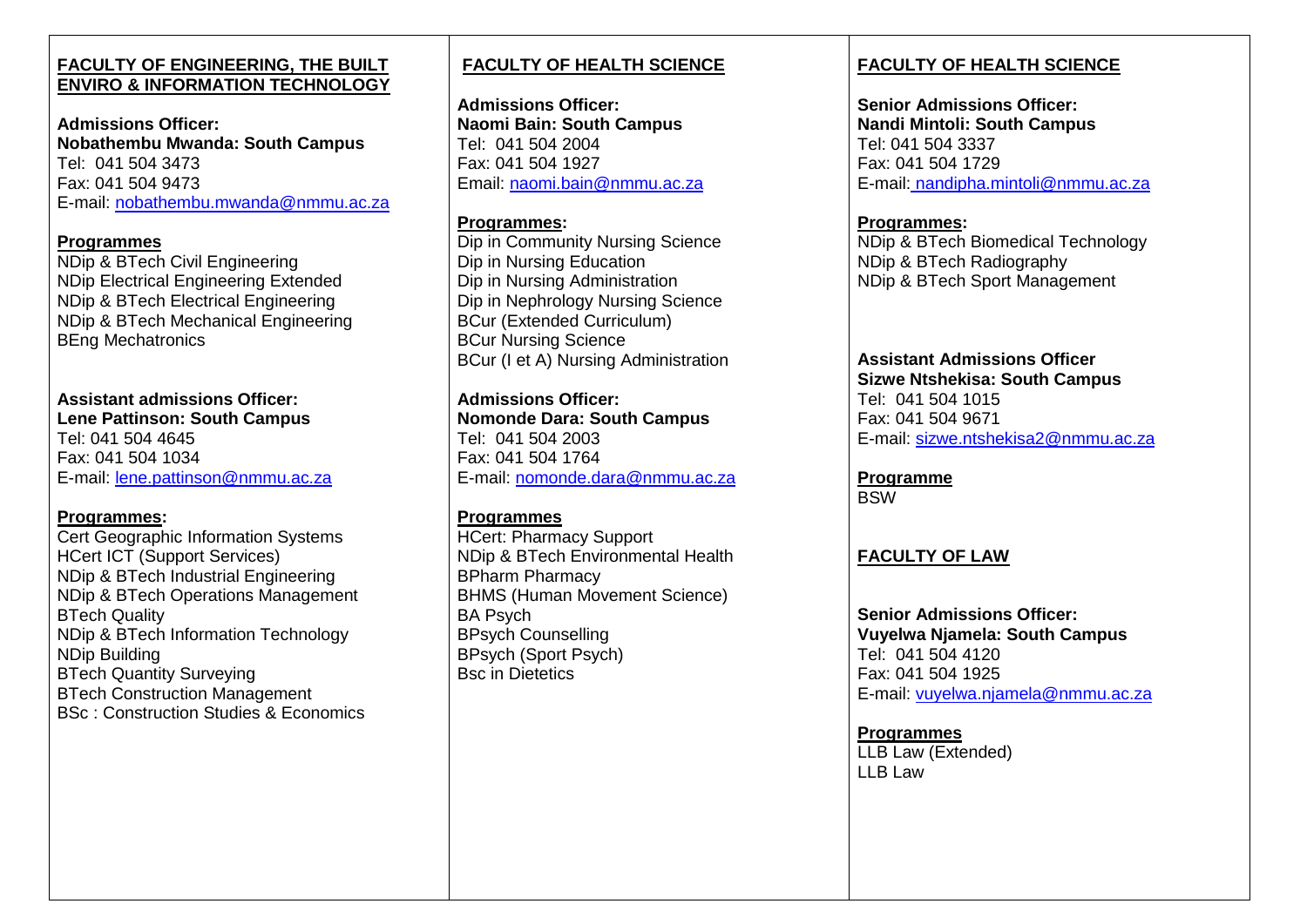## FACULTY OF ENGINEERING, THE BUILT ENVIRO & INFORMATION TECHNOLOGY

**Admissions Officer:**
**Nobathembu Mwanda: South Campus**
Tel: 041 504 3473
Fax: 041 504 9473
E-mail: nobathembu.mwanda@nmmu.ac.za

**Programmes**

NDip & BTech Civil Engineering
NDip Electrical Engineering Extended
NDip & BTech Electrical Engineering
NDip & BTech Mechanical Engineering
BEng Mechatronics

**Assistant admissions Officer:**
**Lene Pattinson: South Campus**
Tel: 041 504 4645
Fax: 041 504 1034
E-mail: lene.pattinson@nmmu.ac.za

**Programmes:**

Cert Geographic Information Systems
HCert ICT (Support Services)
NDip & BTech Industrial Engineering
NDip & BTech Operations Management
BTech Quality
NDip & BTech Information Technology
NDip Building
BTech Quantity Surveying
BTech Construction Management
BSc : Construction Studies & Economics

## FACULTY OF HEALTH SCIENCE

**Admissions Officer:**
**Naomi Bain: South Campus**
Tel: 041 504 2004
Fax: 041 504 1927
Email: naomi.bain@nmmu.ac.za

**Programmes:**

Dip in Community Nursing Science
Dip in Nursing Education
Dip in Nursing Administration
Dip in Nephrology Nursing Science
BCur (Extended Curriculum)
BCur Nursing Science
BCur (I et A) Nursing Administration

**Admissions Officer:**
**Nomonde Dara: South Campus**
Tel: 041 504 2003
Fax: 041 504 1764
E-mail: nomonde.dara@nmmu.ac.za

**Programmes**

HCert: Pharmacy Support
NDip & BTech Environmental Health
BPharm Pharmacy
BHMS (Human Movement Science)
BA Psych
BPsych Counselling
BPsych (Sport Psych)
Bsc in Dietetics

## FACULTY OF HEALTH SCIENCE

**Senior Admissions Officer:**
**Nandi Mintoli: South Campus**
Tel: 041 504 3337
Fax: 041 504 1729
E-mail: nandipha.mintoli@nmmu.ac.za

**Programmes:**

NDip & BTech Biomedical Technology
NDip & BTech Radiography
NDip & BTech Sport Management

**Assistant Admissions Officer**
**Sizwe Ntshekisa: South Campus**
Tel: 041 504 1015
Fax: 041 504 9671
E-mail: sizwe.ntshekisa2@nmmu.ac.za

**Programme**

BSW

## FACULTY OF LAW

**Senior Admissions Officer:**
**Vuyelwa Njamela: South Campus**
Tel: 041 504 4120
Fax: 041 504 1925
E-mail: vuyelwa.njamela@nmmu.ac.za

**Programmes**

LLB Law (Extended)
LLB Law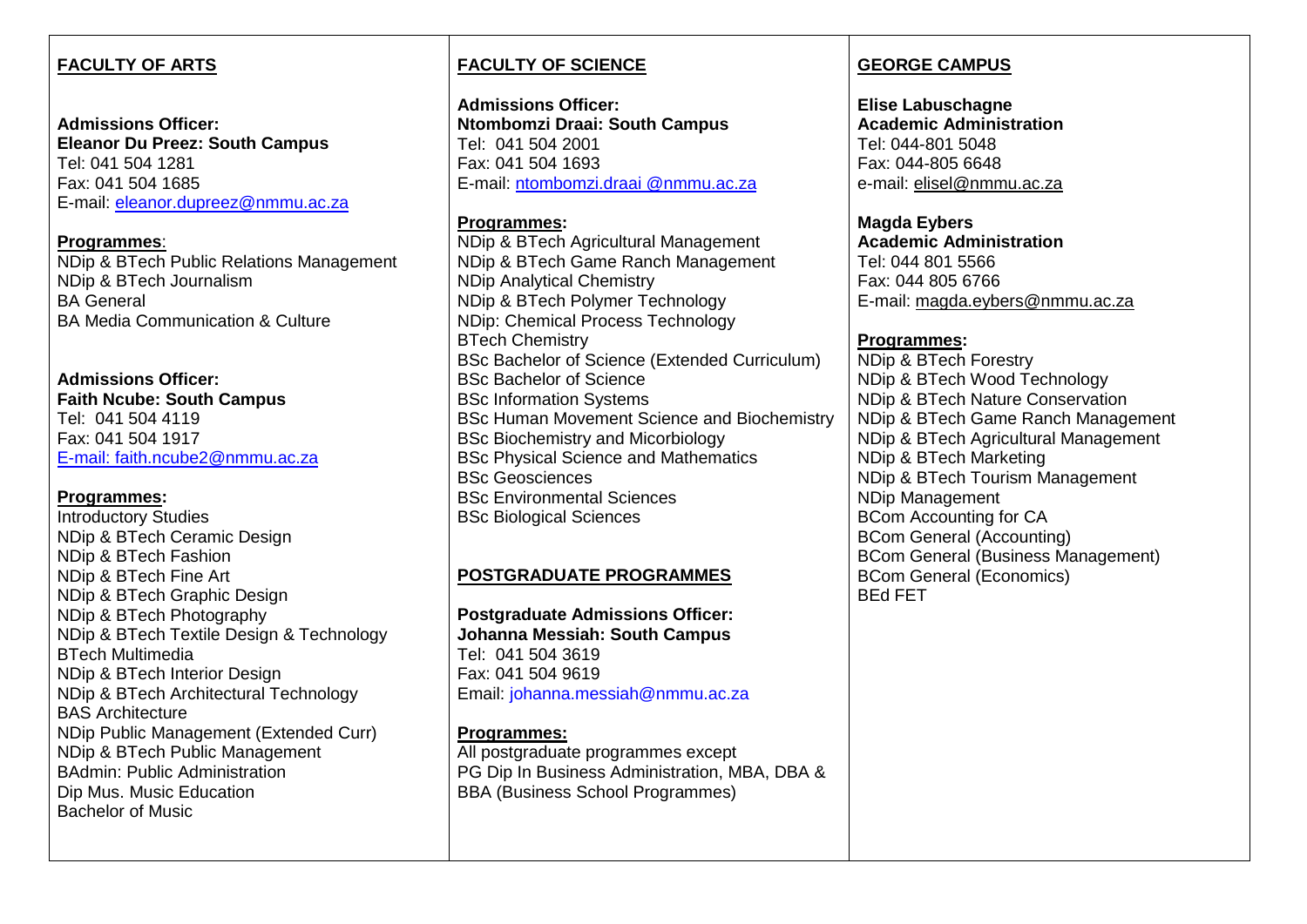## FACULTY OF ARTS

**Admissions Officer:**
**Eleanor Du Preez: South Campus**
Tel: 041 504 1281
Fax: 041 504 1685
E-mail: eleanor.dupreez@nmmu.ac.za

**Programmes**:
NDip & BTech Public Relations Management
NDip & BTech Journalism
BA General
BA Media Communication & Culture

**Admissions Officer:**
**Faith Ncube: South Campus**
Tel: 041 504 4119
Fax: 041 504 1917
E-mail: faith.ncube2@nmmu.ac.za

**Programmes:**
Introductory Studies
NDip & BTech Ceramic Design
NDip & BTech Fashion
NDip & BTech Fine Art
NDip & BTech Graphic Design
NDip & BTech Photography
NDip & BTech Textile Design & Technology
BTech Multimedia
NDip & BTech Interior Design
NDip & BTech Architectural Technology
BAS Architecture
NDip Public Management (Extended Curr)
NDip & BTech Public Management
BAdmin: Public Administration
Dip Mus. Music Education
Bachelor of Music

## FACULTY OF SCIENCE

**Admissions Officer:**
**Ntombomzi Draai: South Campus**
Tel: 041 504 2001
Fax: 041 504 1693
E-mail: ntombomzi.draai @nmmu.ac.za

**Programmes:**
NDip & BTech Agricultural Management
NDip & BTech Game Ranch Management
NDip Analytical Chemistry
NDip & BTech Polymer Technology
NDip: Chemical Process Technology
BTech Chemistry
BSc Bachelor of Science (Extended Curriculum)
BSc Bachelor of Science
BSc Information Systems
BSc Human Movement Science and Biochemistry
BSc Biochemistry and Micorbiology
BSc Physical Science and Mathematics
BSc Geosciences
BSc Environmental Sciences
BSc Biological Sciences

## POSTGRADUATE PROGRAMMES

**Postgraduate Admissions Officer:**
**Johanna Messiah: South Campus**
Tel: 041 504 3619
Fax: 041 504 9619
Email: johanna.messiah@nmmu.ac.za

**Programmes:**
All postgraduate programmes except
PG Dip In Business Administration, MBA, DBA & BBA (Business School Programmes)

## GEORGE CAMPUS

**Elise Labuschagne**
**Academic Administration**
Tel: 044-801 5048
Fax: 044-805 6648
e-mail: elisel@nmmu.ac.za

**Magda Eybers**
**Academic Administration**
Tel: 044 801 5566
Fax: 044 805 6766
E-mail: magda.eybers@nmmu.ac.za

**Programmes:**
NDip & BTech Forestry
NDip & BTech Wood Technology
NDip & BTech Nature Conservation
NDip & BTech Game Ranch Management
NDip & BTech Agricultural Management
NDip & BTech Marketing
NDip & BTech Tourism Management
NDip Management
BCom Accounting for CA
BCom General (Accounting)
BCom General (Business Management)
BCom General (Economics)
BEd FET